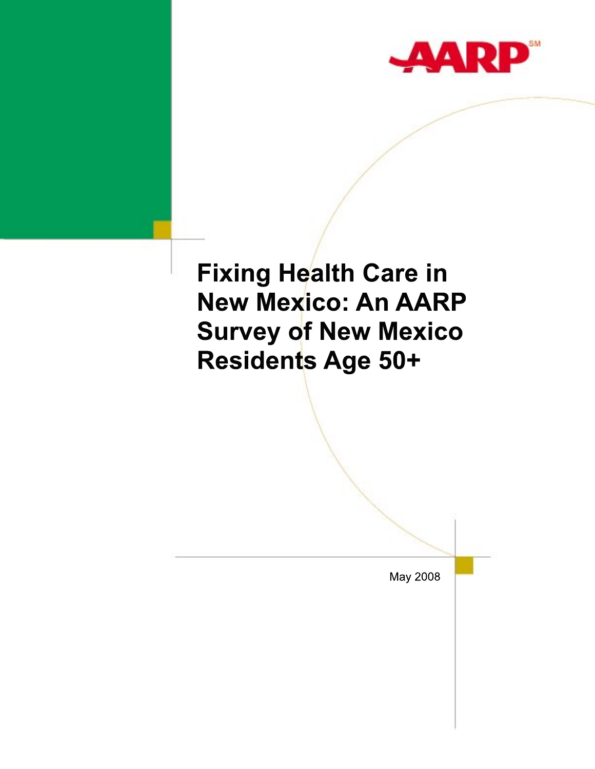AARP

# Fixing Health Care in New Mexico: An AARP Survey of New Mexico Residents Age 50+

May 2008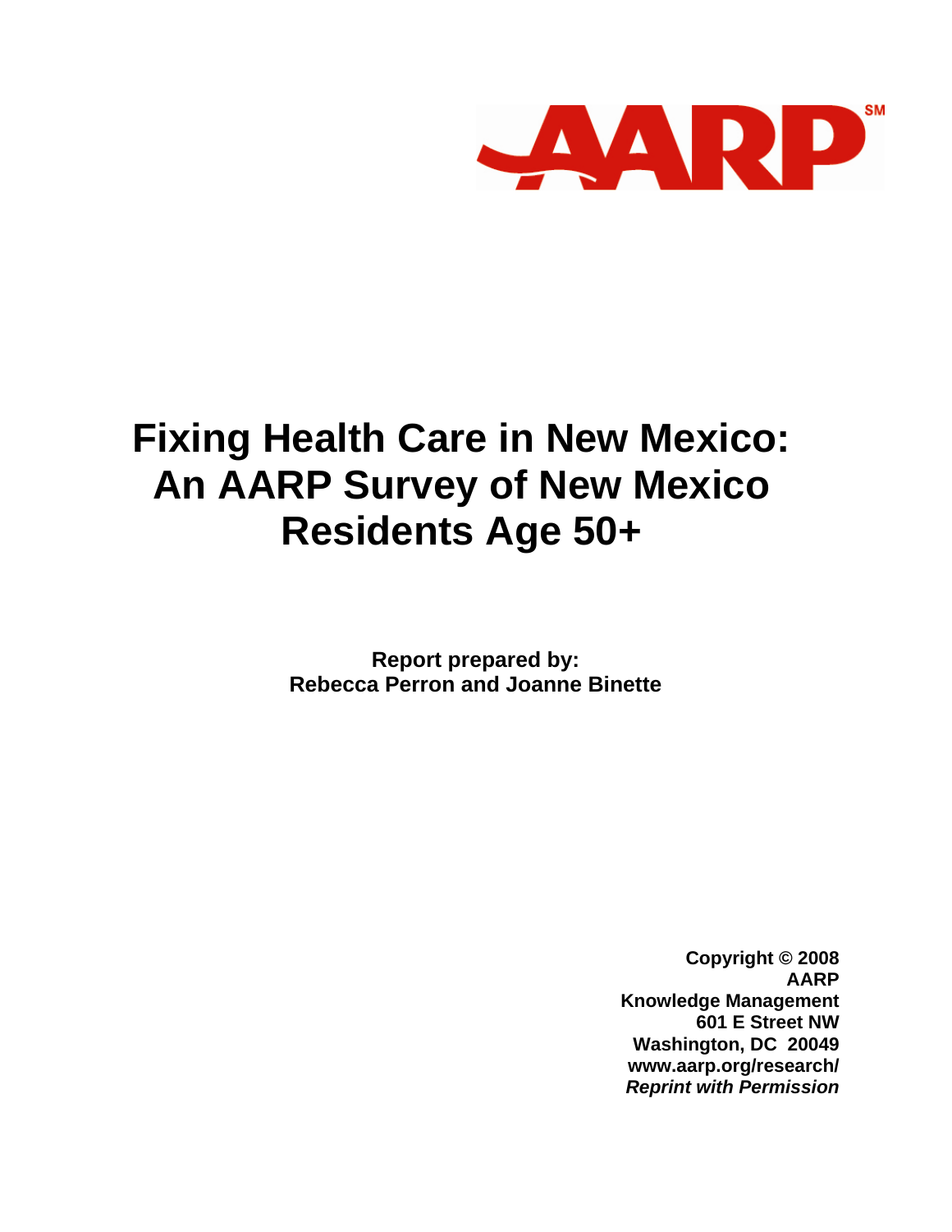# Fixing Health Care in New Mexico: An AARP Survey of New Mexico Residents Age 50+

**Report prepared by:**
**Rebecca Perron and Joanne Binette**

**Copyright © 2008**
**AARP**
**Knowledge Management**
**601 E Street NW**
**Washington, DC 20049**
**www.aarp.org/research/**
***Reprint with Permission***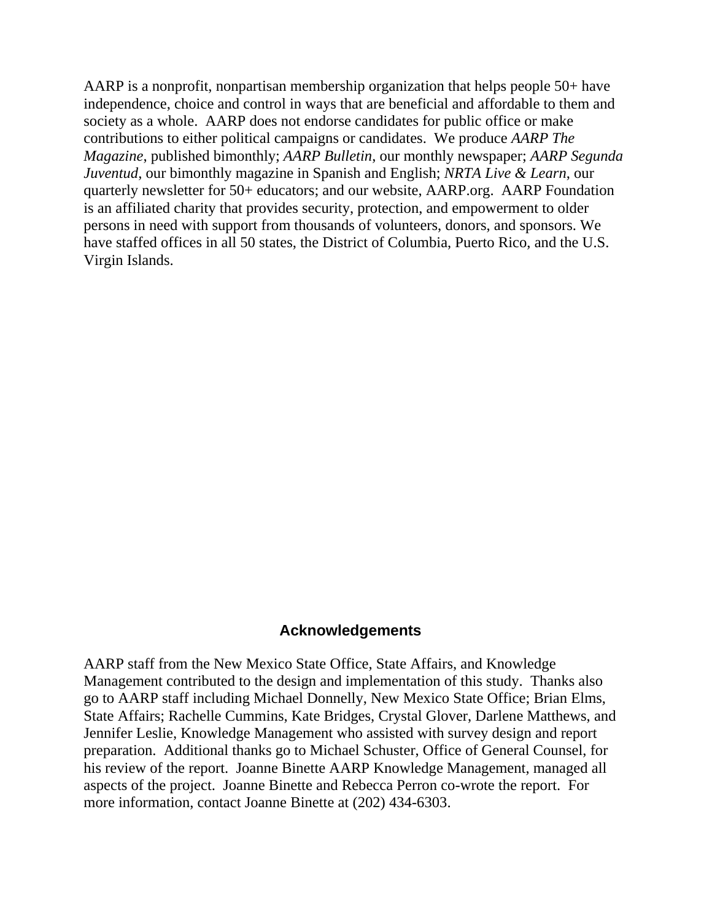AARP is a nonprofit, nonpartisan membership organization that helps people 50+ have independence, choice and control in ways that are beneficial and affordable to them and society as a whole. AARP does not endorse candidates for public office or make contributions to either political campaigns or candidates. We produce *AARP The Magazine*, published bimonthly; *AARP Bulletin*, our monthly newspaper; *AARP Segunda Juventud*, our bimonthly magazine in Spanish and English; *NRTA Live & Learn*, our quarterly newsletter for 50+ educators; and our website, AARP.org. AARP Foundation is an affiliated charity that provides security, protection, and empowerment to older persons in need with support from thousands of volunteers, donors, and sponsors. We have staffed offices in all 50 states, the District of Columbia, Puerto Rico, and the U.S. Virgin Islands.

## Acknowledgements

AARP staff from the New Mexico State Office, State Affairs, and Knowledge Management contributed to the design and implementation of this study. Thanks also go to AARP staff including Michael Donnelly, New Mexico State Office; Brian Elms, State Affairs; Rachelle Cummins, Kate Bridges, Crystal Glover, Darlene Matthews, and Jennifer Leslie, Knowledge Management who assisted with survey design and report preparation. Additional thanks go to Michael Schuster, Office of General Counsel, for his review of the report. Joanne Binette AARP Knowledge Management, managed all aspects of the project. Joanne Binette and Rebecca Perron co-wrote the report. For more information, contact Joanne Binette at (202) 434-6303.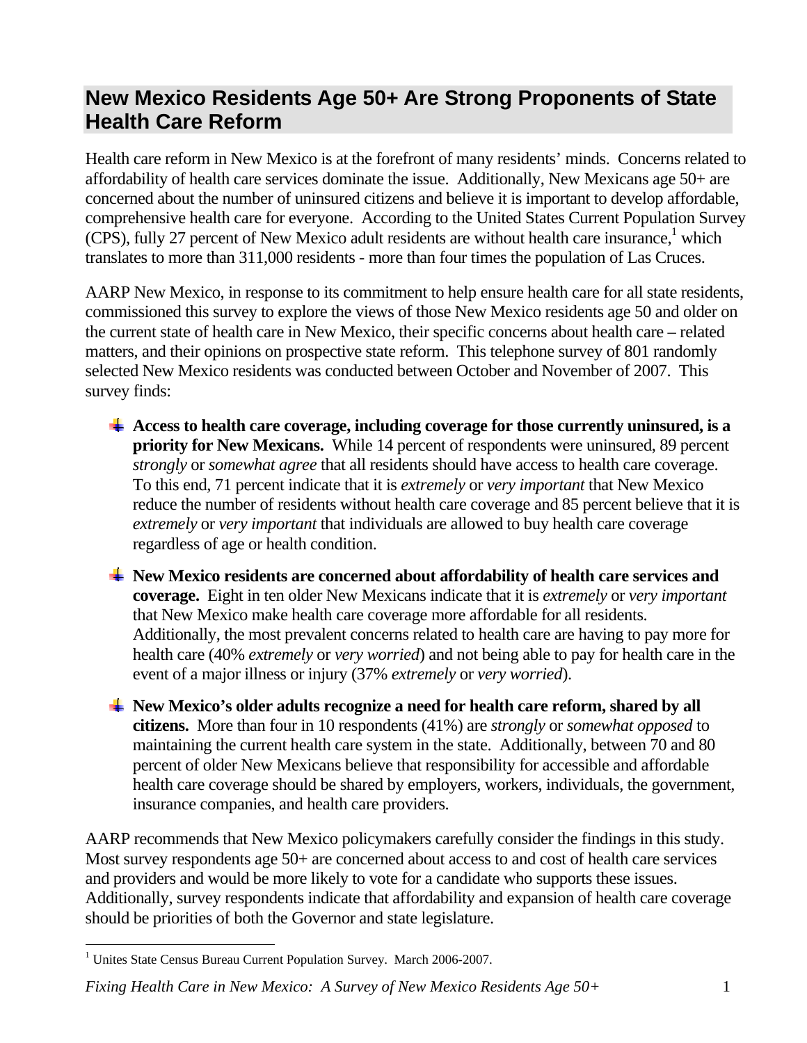## New Mexico Residents Age 50+ Are Strong Proponents of State Health Care Reform

Health care reform in New Mexico is at the forefront of many residents' minds. Concerns related to affordability of health care services dominate the issue. Additionally, New Mexicans age 50+ are concerned about the number of uninsured citizens and believe it is important to develop affordable, comprehensive health care for everyone. According to the United States Current Population Survey (CPS), fully 27 percent of New Mexico adult residents are without health care insurance,[1] which translates to more than 311,000 residents - more than four times the population of Las Cruces.

AARP New Mexico, in response to its commitment to help ensure health care for all state residents, commissioned this survey to explore the views of those New Mexico residents age 50 and older on the current state of health care in New Mexico, their specific concerns about health care – related matters, and their opinions on prospective state reform. This telephone survey of 801 randomly selected New Mexico residents was conducted between October and November of 2007. This survey finds:

- **Access to health care coverage, including coverage for those currently uninsured, is a priority for New Mexicans.** While 14 percent of respondents were uninsured, 89 percent *strongly* or *somewhat agree* that all residents should have access to health care coverage. To this end, 71 percent indicate that it is *extremely* or *very important* that New Mexico reduce the number of residents without health care coverage and 85 percent believe that it is *extremely* or *very important* that individuals are allowed to buy health care coverage regardless of age or health condition.
- **New Mexico residents are concerned about affordability of health care services and coverage.** Eight in ten older New Mexicans indicate that it is *extremely* or *very important* that New Mexico make health care coverage more affordable for all residents. Additionally, the most prevalent concerns related to health care are having to pay more for health care (40% *extremely* or *very worried*) and not being able to pay for health care in the event of a major illness or injury (37% *extremely* or *very worried*).
- **New Mexico's older adults recognize a need for health care reform, shared by all citizens.** More than four in 10 respondents (41%) are *strongly* or *somewhat opposed* to maintaining the current health care system in the state. Additionally, between 70 and 80 percent of older New Mexicans believe that responsibility for accessible and affordable health care coverage should be shared by employers, workers, individuals, the government, insurance companies, and health care providers.

AARP recommends that New Mexico policymakers carefully consider the findings in this study. Most survey respondents age 50+ are concerned about access to and cost of health care services and providers and would be more likely to vote for a candidate who supports these issues. Additionally, survey respondents indicate that affordability and expansion of health care coverage should be priorities of both the Governor and state legislature.

---

[1] Unites State Census Bureau Current Population Survey. March 2006-2007.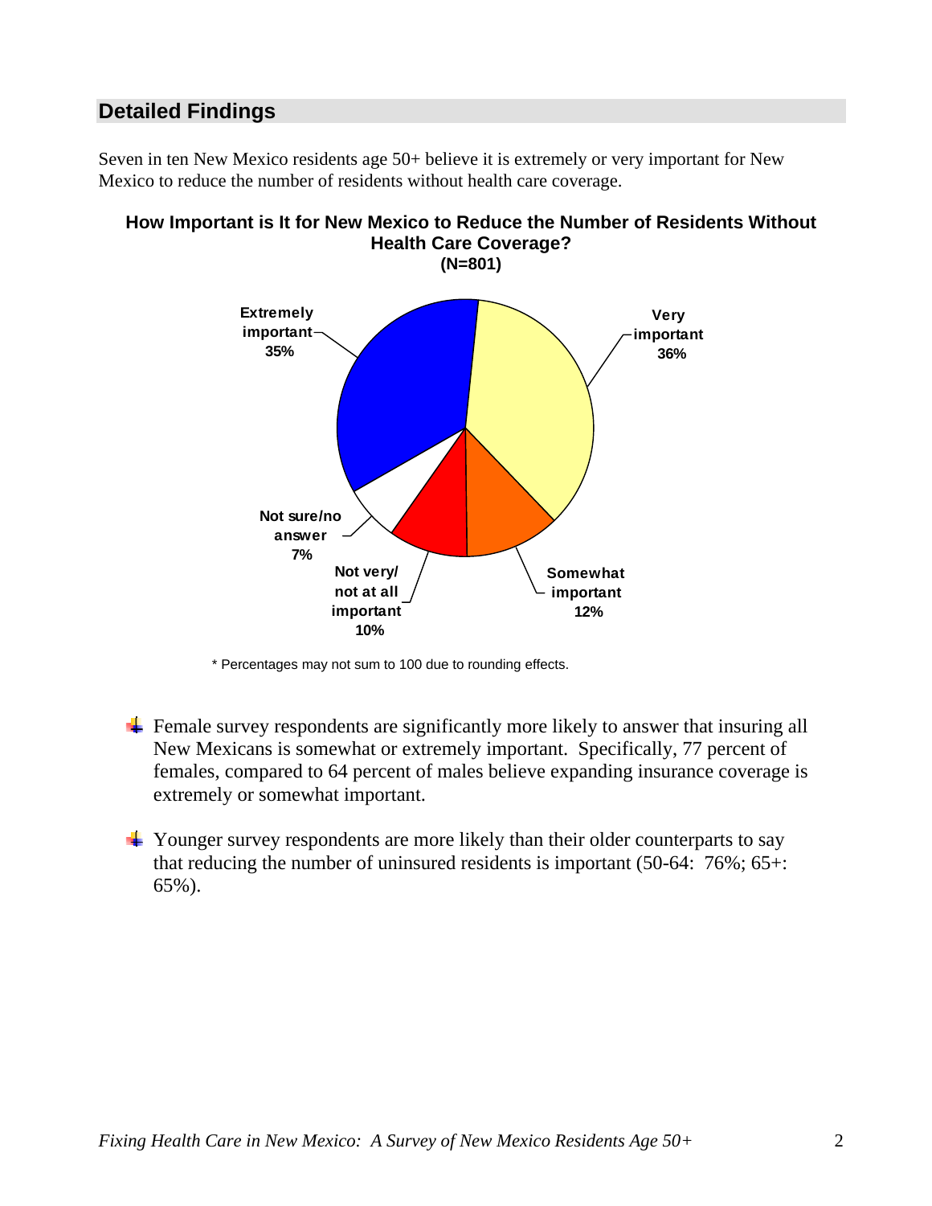## Detailed Findings

Seven in ten New Mexico residents age 50+ believe it is extremely or very important for New Mexico to reduce the number of residents without health care coverage.

**How Important is It for New Mexico to Reduce the Number of Residents Without Health Care Coverage?**
**(N=801)**

| Response | Percent |
|---|---|
| Extremely important | 35% |
| Very important | 36% |
| Somewhat important | 12% |
| Not very/ not at all important | 10% |
| Not sure/no answer | 7% |

\* Percentages may not sum to 100 due to rounding effects.

- Female survey respondents are significantly more likely to answer that insuring all New Mexicans is somewhat or extremely important. Specifically, 77 percent of females, compared to 64 percent of males believe expanding insurance coverage is extremely or somewhat important.

- Younger survey respondents are more likely than their older counterparts to say that reducing the number of uninsured residents is important (50-64: 76%; 65+: 65%).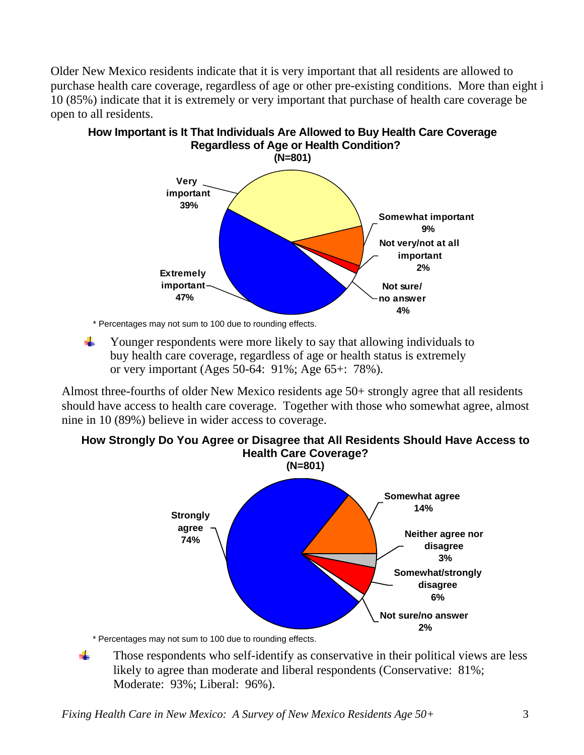Older New Mexico residents indicate that it is very important that all residents are allowed to purchase health care coverage, regardless of age or other pre-existing conditions. More than eight i 10 (85%) indicate that it is extremely or very important that purchase of health care coverage be open to all residents.

**How Important is It That Individuals Are Allowed to Buy Health Care Coverage Regardless of Age or Health Condition?**
**(N=801)**

| Response | Percent |
|---|---|
| Extremely important | 47% |
| Very important | 39% |
| Somewhat important | 9% |
| Not very/not at all important | 2% |
| Not sure/ no answer | 4% |

\* Percentages may not sum to 100 due to rounding effects.

- Younger respondents were more likely to say that allowing individuals to buy health care coverage, regardless of age or health status is extremely or very important (Ages 50-64: 91%; Age 65+: 78%).

Almost three-fourths of older New Mexico residents age 50+ strongly agree that all residents should have access to health care coverage. Together with those who somewhat agree, almost nine in 10 (89%) believe in wider access to coverage.

**How Strongly Do You Agree or Disagree that All Residents Should Have Access to Health Care Coverage?**
**(N=801)**

| Response | Percent |
|---|---|
| Strongly agree | 74% |
| Somewhat agree | 14% |
| Neither agree nor disagree | 3% |
| Somewhat/strongly disagree | 6% |
| Not sure/no answer | 2% |

\* Percentages may not sum to 100 due to rounding effects.

- Those respondents who self-identify as conservative in their political views are less likely to agree than moderate and liberal respondents (Conservative: 81%; Moderate: 93%; Liberal: 96%).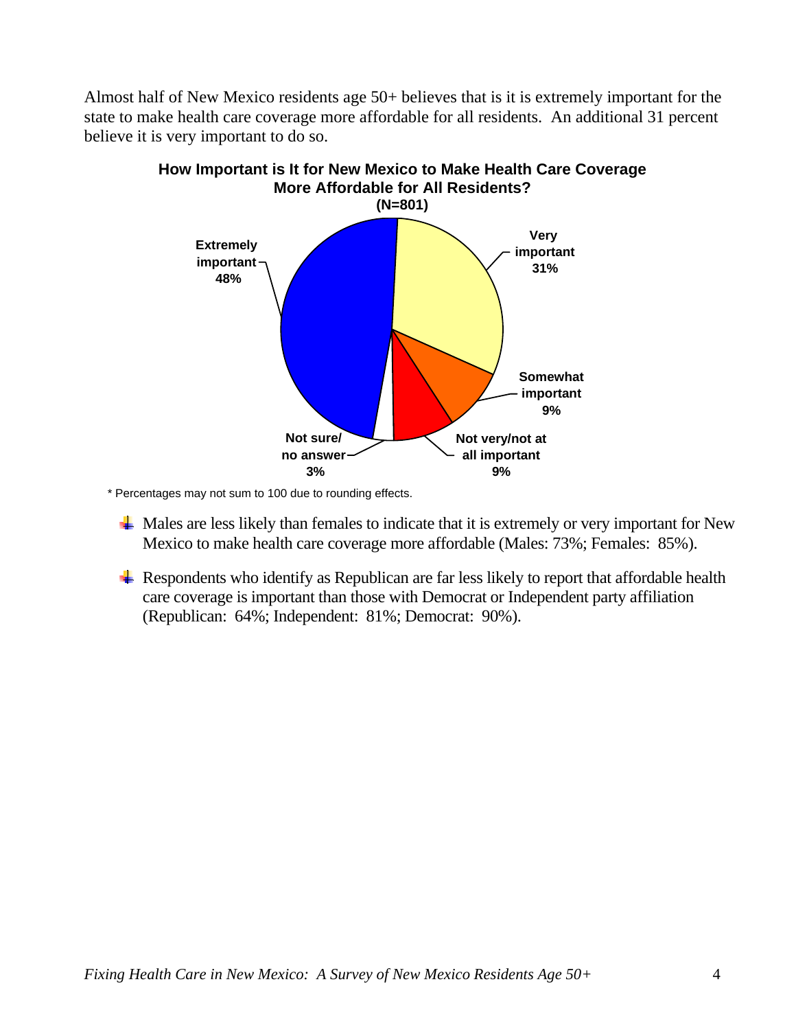Almost half of New Mexico residents age 50+ believes that is it is extremely important for the state to make health care coverage more affordable for all residents. An additional 31 percent believe it is very important to do so.

**How Important is It for New Mexico to Make Health Care Coverage More Affordable for All Residents?**
**(N=801)**

| Response | Percent |
| --- | --- |
| Extremely important | 48% |
| Very important | 31% |
| Somewhat important | 9% |
| Not very/not at all important | 9% |
| Not sure/ no answer | 3% |

\* Percentages may not sum to 100 due to rounding effects.

- Males are less likely than females to indicate that it is extremely or very important for New Mexico to make health care coverage more affordable (Males: 73%; Females: 85%).
- Respondents who identify as Republican are far less likely to report that affordable health care coverage is important than those with Democrat or Independent party affiliation (Republican: 64%; Independent: 81%; Democrat: 90%).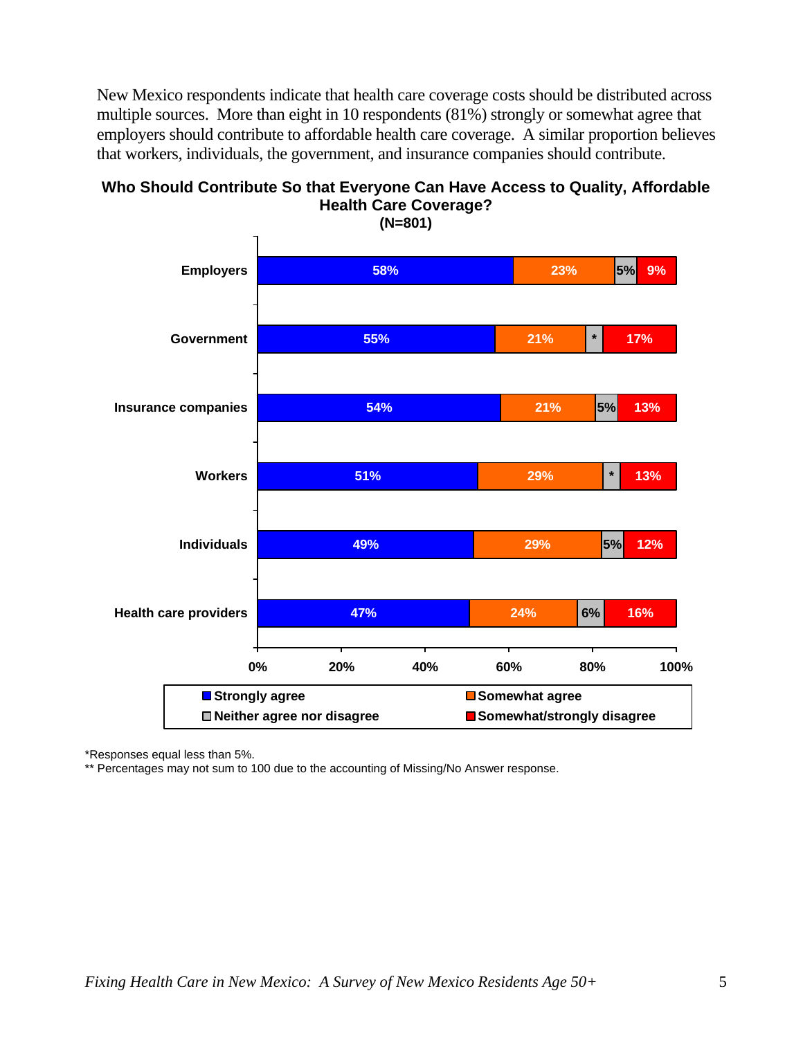New Mexico respondents indicate that health care coverage costs should be distributed across multiple sources. More than eight in 10 respondents (81%) strongly or somewhat agree that employers should contribute to affordable health care coverage. A similar proportion believes that workers, individuals, the government, and insurance companies should contribute.

**Who Should Contribute So that Everyone Can Have Access to Quality, Affordable Health Care Coverage?**
**(N=801)**

| | Strongly agree | Somewhat agree | Neither agree nor disagree | Somewhat/strongly disagree |
|---|---|---|---|---|
| Employers | 58% | 23% | 5% | 9% |
| Government | 55% | 21% | * | 17% |
| Insurance companies | 54% | 21% | 5% | 13% |
| Workers | 51% | 29% | * | 13% |
| Individuals | 49% | 29% | 5% | 12% |
| Health care providers | 47% | 24% | 6% | 16% |

*Responses equal less than 5%.
** Percentages may not sum to 100 due to the accounting of Missing/No Answer response.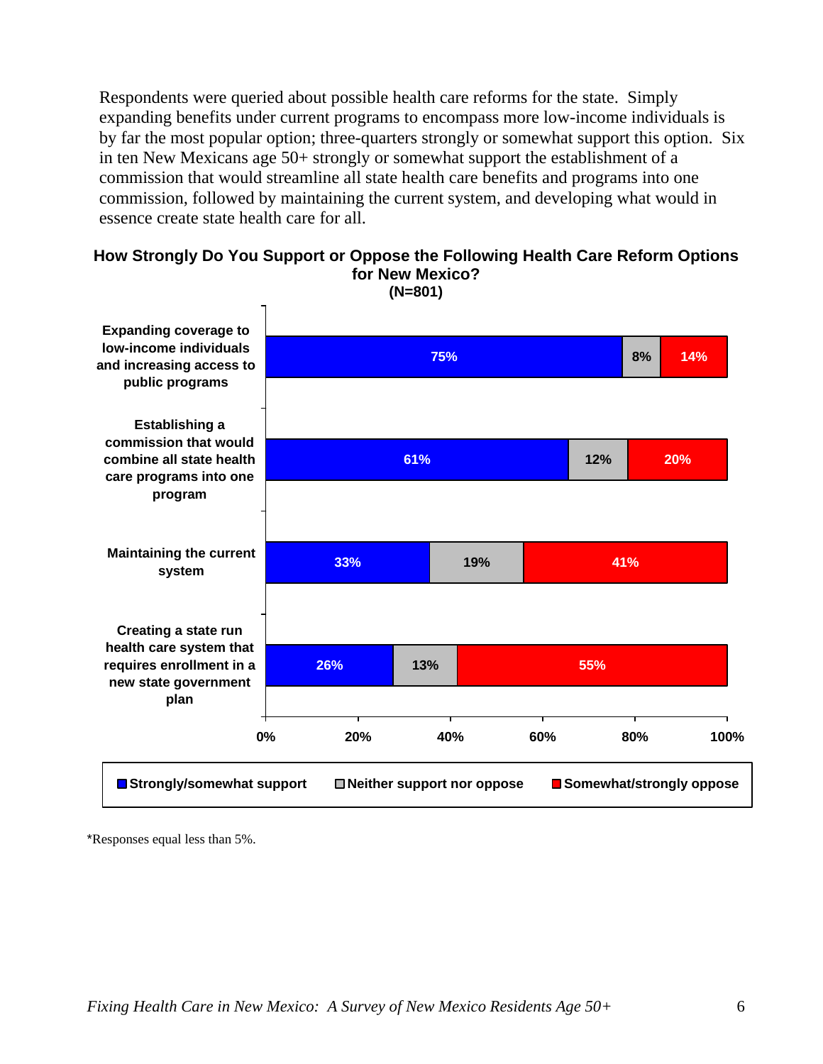Respondents were queried about possible health care reforms for the state. Simply expanding benefits under current programs to encompass more low-income individuals is by far the most popular option; three-quarters strongly or somewhat support this option. Six in ten New Mexicans age 50+ strongly or somewhat support the establishment of a commission that would streamline all state health care benefits and programs into one commission, followed by maintaining the current system, and developing what would in essence create state health care for all.

**How Strongly Do You Support or Oppose the Following Health Care Reform Options for New Mexico?**
**(N=801)**

| | Strongly/somewhat support | Neither support nor oppose | Somewhat/strongly oppose |
|---|---|---|---|
| Expanding coverage to low-income individuals and increasing access to public programs | 75% | 8% | 14% |
| Establishing a commission that would combine all state health care programs into one program | 61% | 12% | 20% |
| Maintaining the current system | 33% | 19% | 41% |
| Creating a state run health care system that requires enrollment in a new state government plan | 26% | 13% | 55% |

*Responses equal less than 5%.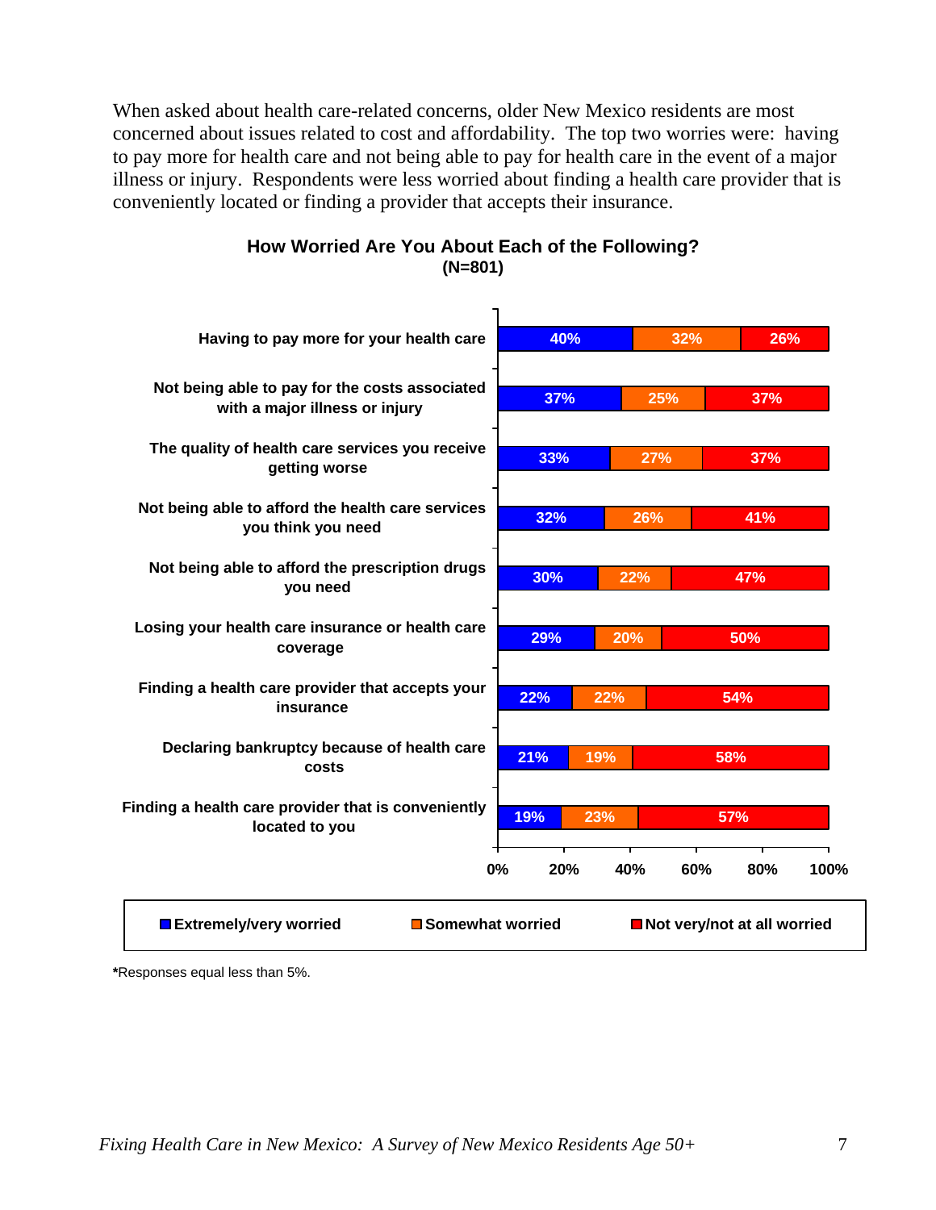When asked about health care-related concerns, older New Mexico residents are most concerned about issues related to cost and affordability. The top two worries were: having to pay more for health care and not being able to pay for health care in the event of a major illness or injury. Respondents were less worried about finding a health care provider that is conveniently located or finding a provider that accepts their insurance.

**How Worried Are You About Each of the Following?**
**(N=801)**

| | Extremely/very worried | Somewhat worried | Not very/not at all worried |
|---|---|---|---|
| Having to pay more for your health care | 40% | 32% | 26% |
| Not being able to pay for the costs associated with a major illness or injury | 37% | 25% | 37% |
| The quality of health care services you receive getting worse | 33% | 27% | 37% |
| Not being able to afford the health care services you think you need | 32% | 26% | 41% |
| Not being able to afford the prescription drugs you need | 30% | 22% | 47% |
| Losing your health care insurance or health care coverage | 29% | 20% | 50% |
| Finding a health care provider that accepts your insurance | 22% | 22% | 54% |
| Declaring bankruptcy because of health care costs | 21% | 19% | 58% |
| Finding a health care provider that is conveniently located to you | 19% | 23% | 57% |

**\***Responses equal less than 5%.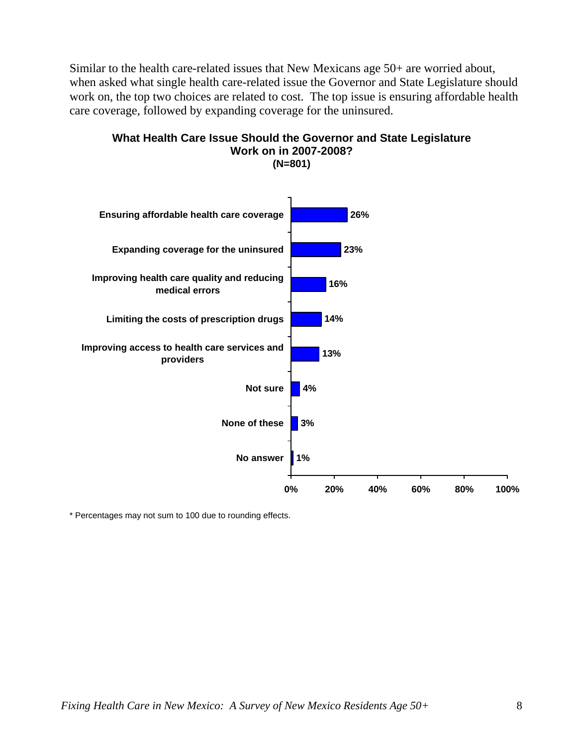Similar to the health care-related issues that New Mexicans age 50+ are worried about, when asked what single health care-related issue the Governor and State Legislature should work on, the top two choices are related to cost. The top issue is ensuring affordable health care coverage, followed by expanding coverage for the uninsured.

**What Health Care Issue Should the Governor and State Legislature Work on in 2007-2008?**
**(N=801)**

| Issue | Percentage |
|---|---|
| Ensuring affordable health care coverage | 26% |
| Expanding coverage for the uninsured | 23% |
| Improving health care quality and reducing medical errors | 16% |
| Limiting the costs of prescription drugs | 14% |
| Improving access to health care services and providers | 13% |
| Not sure | 4% |
| None of these | 3% |
| No answer | 1% |

\* Percentages may not sum to 100 due to rounding effects.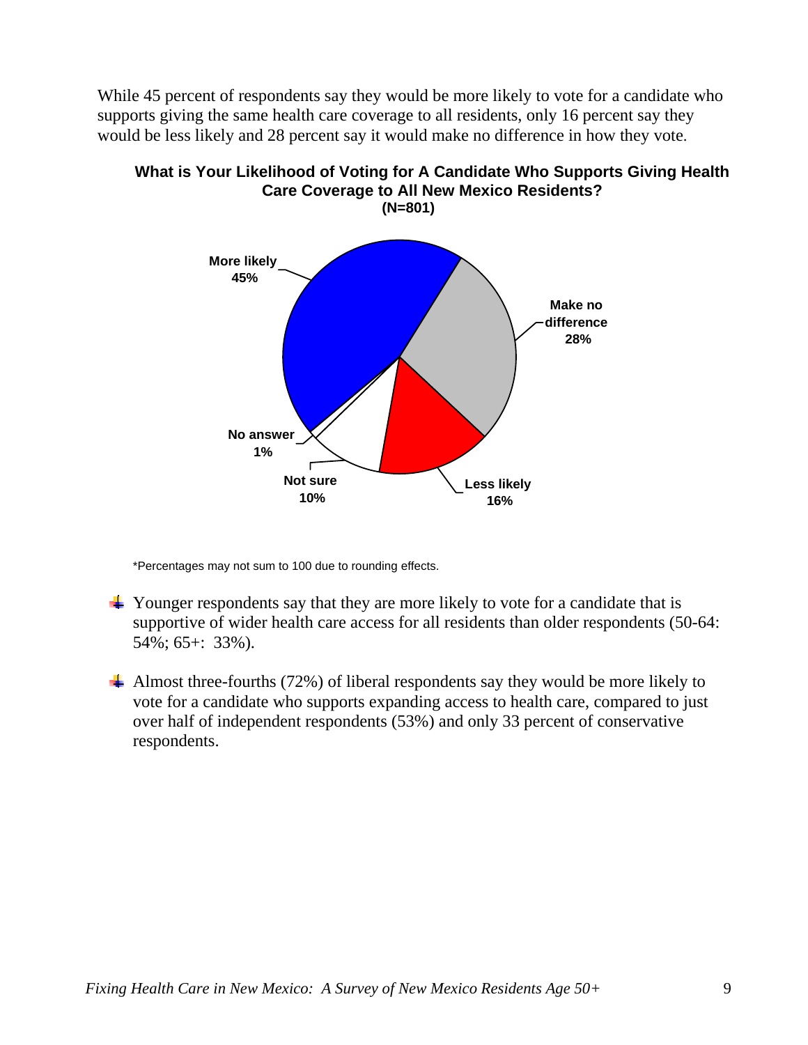While 45 percent of respondents say they would be more likely to vote for a candidate who supports giving the same health care coverage to all residents, only 16 percent say they would be less likely and 28 percent say it would make no difference in how they vote.

**What is Your Likelihood of Voting for A Candidate Who Supports Giving Health Care Coverage to All New Mexico Residents?**
**(N=801)**

| Response | Percent |
| --- | --- |
| More likely | 45% |
| Make no difference | 28% |
| Less likely | 16% |
| Not sure | 10% |
| No answer | 1% |

*Percentages may not sum to 100 due to rounding effects.

- Younger respondents say that they are more likely to vote for a candidate that is supportive of wider health care access for all residents than older respondents (50-64: 54%; 65+: 33%).

- Almost three-fourths (72%) of liberal respondents say they would be more likely to vote for a candidate who supports expanding access to health care, compared to just over half of independent respondents (53%) and only 33 percent of conservative respondents.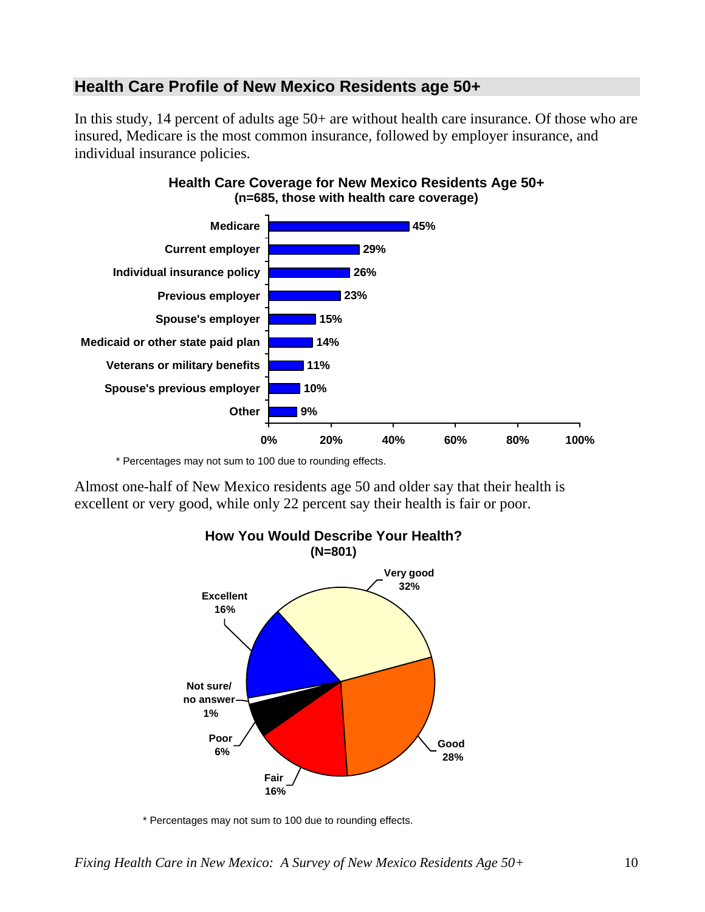## Health Care Profile of New Mexico Residents age 50+

In this study, 14 percent of adults age 50+ are without health care insurance. Of those who are insured, Medicare is the most common insurance, followed by employer insurance, and individual insurance policies.

**Health Care Coverage for New Mexico Residents Age 50+**
**(n=685, those with health care coverage)**

| Coverage | Percent |
| --- | --- |
| Medicare | 45% |
| Current employer | 29% |
| Individual insurance policy | 26% |
| Previous employer | 23% |
| Spouse's employer | 15% |
| Medicaid or other state paid plan | 14% |
| Veterans or military benefits | 11% |
| Spouse's previous employer | 10% |
| Other | 9% |

* Percentages may not sum to 100 due to rounding effects.

Almost one-half of New Mexico residents age 50 and older say that their health is excellent or very good, while only 22 percent say their health is fair or poor.

**How You Would Describe Your Health?**
**(N=801)**

| Response | Percent |
| --- | --- |
| Excellent | 16% |
| Very good | 32% |
| Good | 28% |
| Fair | 16% |
| Poor | 6% |
| Not sure/ no answer | 1% |

* Percentages may not sum to 100 due to rounding effects.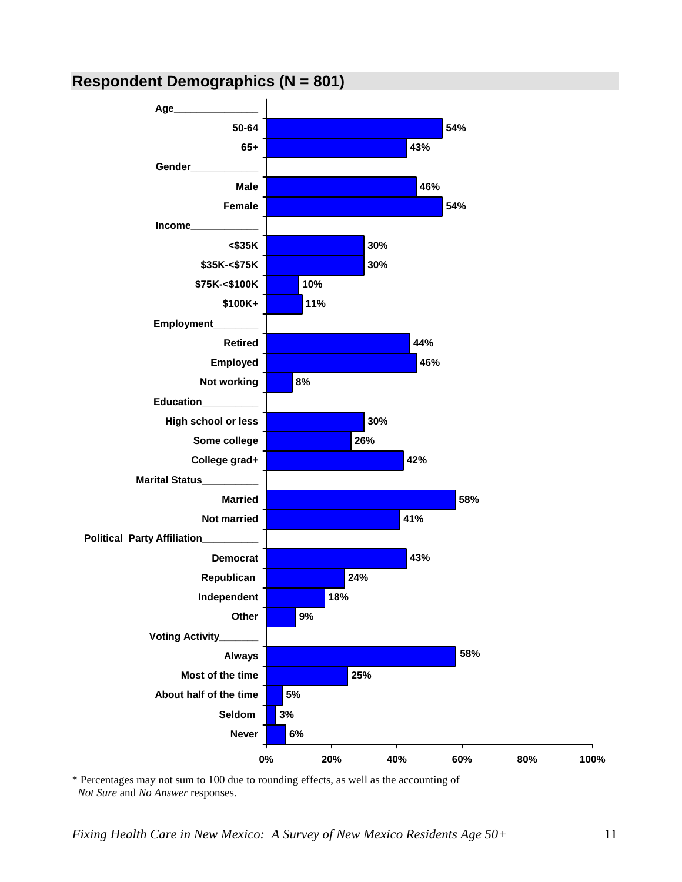## Respondent Demographics (N = 801)

| Category | Response | Percent |
|---|---|---|
| **Age** | 50-64 | 54% |
| | 65+ | 43% |
| **Gender** | Male | 46% |
| | Female | 54% |
| **Income** | <$35K | 30% |
| | $35K-<$75K | 30% |
| | $75K-<$100K | 10% |
| | $100K+ | 11% |
| **Employment** | Retired | 44% |
| | Employed | 46% |
| | Not working | 8% |
| **Education** | High school or less | 30% |
| | Some college | 26% |
| | College grad+ | 42% |
| **Marital Status** | Married | 58% |
| | Not married | 41% |
| **Political Party Affiliation** | Democrat | 43% |
| | Republican | 24% |
| | Independent | 18% |
| | Other | 9% |
| **Voting Activity** | Always | 58% |
| | Most of the time | 25% |
| | About half of the time | 5% |
| | Seldom | 3% |
| | Never | 6% |

\* Percentages may not sum to 100 due to rounding effects, as well as the accounting of *Not Sure* and *No Answer* responses.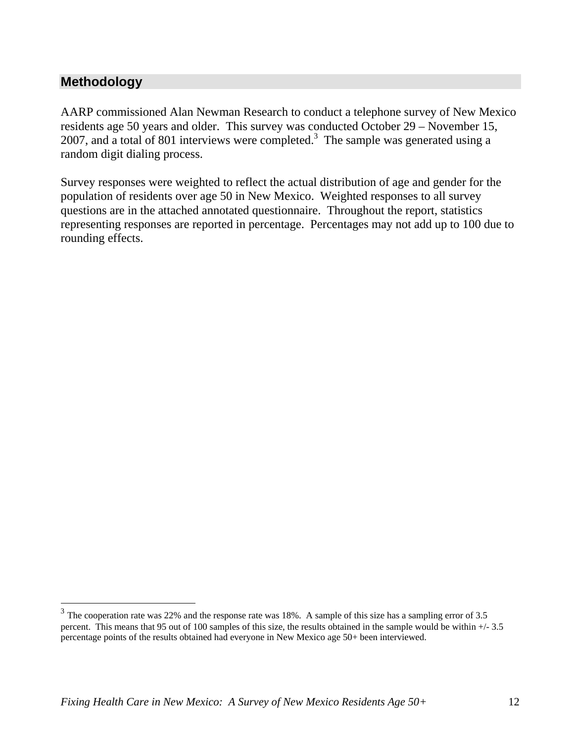## Methodology

AARP commissioned Alan Newman Research to conduct a telephone survey of New Mexico residents age 50 years and older. This survey was conducted October 29 – November 15, 2007, and a total of 801 interviews were completed.[3] The sample was generated using a random digit dialing process.

Survey responses were weighted to reflect the actual distribution of age and gender for the population of residents over age 50 in New Mexico. Weighted responses to all survey questions are in the attached annotated questionnaire. Throughout the report, statistics representing responses are reported in percentage. Percentages may not add up to 100 due to rounding effects.

[3] The cooperation rate was 22% and the response rate was 18%. A sample of this size has a sampling error of 3.5 percent. This means that 95 out of 100 samples of this size, the results obtained in the sample would be within +/- 3.5 percentage points of the results obtained had everyone in New Mexico age 50+ been interviewed.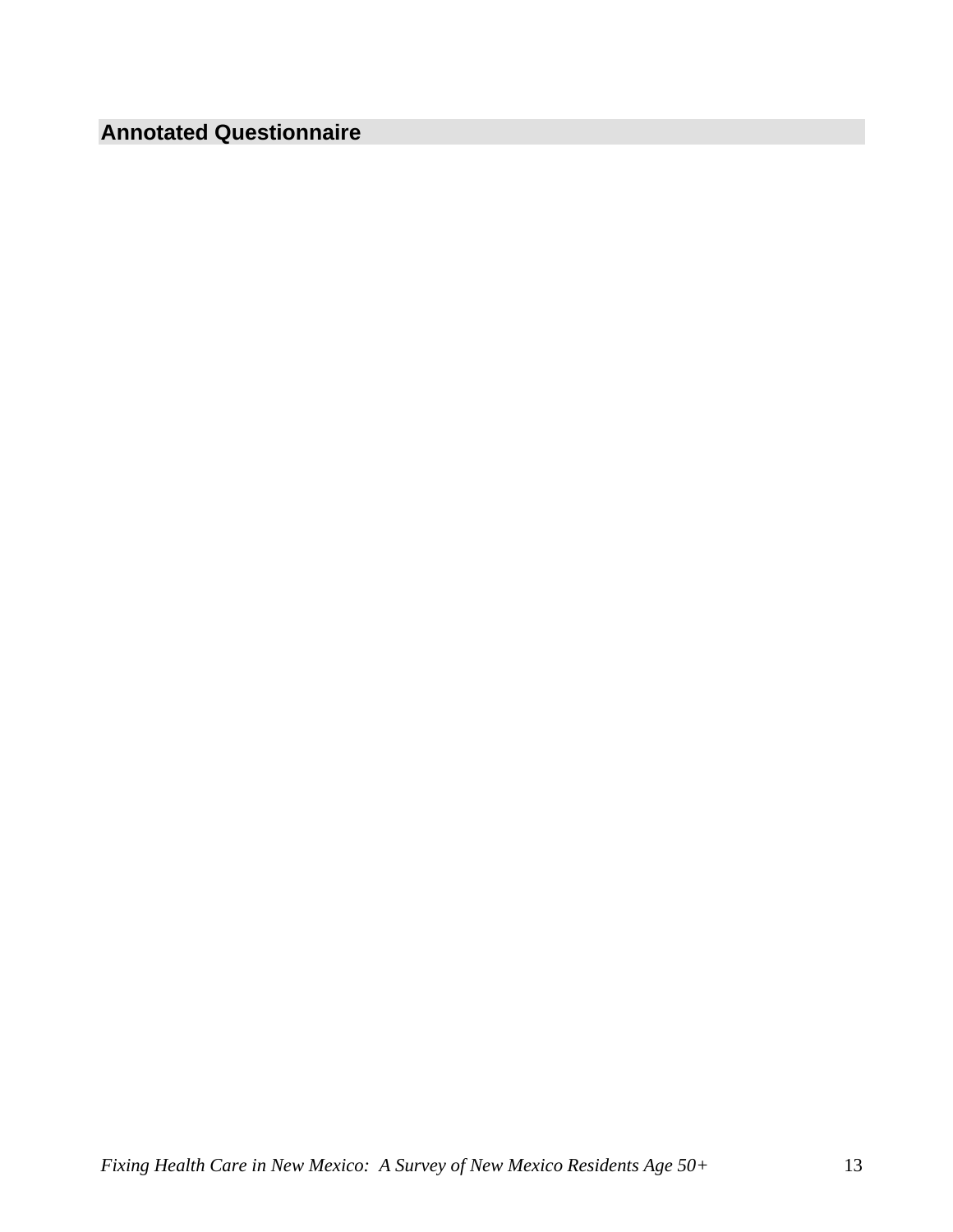## Annotated Questionnaire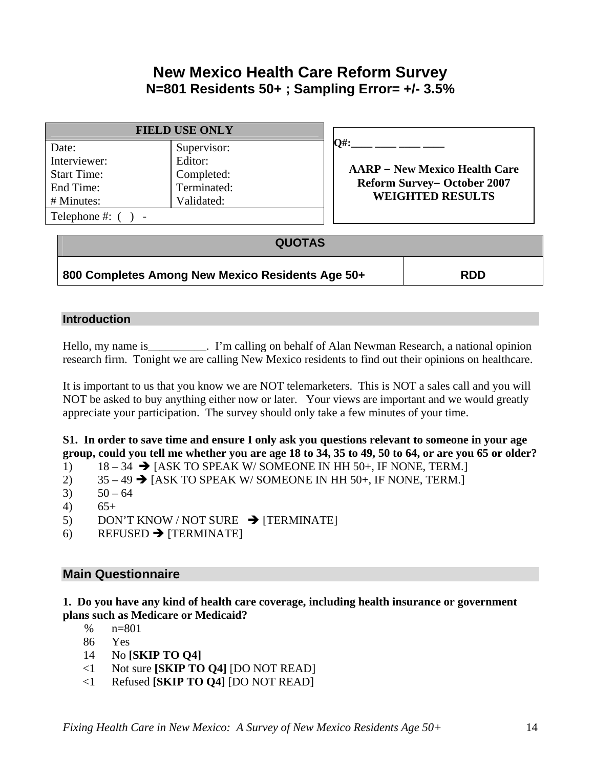# New Mexico Health Care Reform Survey
## N=801 Residents 50+ ; Sampling Error= +/- 3.5%

| FIELD USE ONLY | |
|---|---|
| Date: | Supervisor: |
| Interviewer: | Editor: |
| Start Time: | Completed: |
| End Time: | Terminated: |
| # Minutes: | Validated: |
| Telephone #: ( ) - | |

Q#:\_\_\_\_ \_\_\_\_ \_\_\_\_ \_\_\_\_

**AARP – New Mexico Health Care Reform Survey– October 2007 WEIGHTED RESULTS**

| QUOTAS | |
|---|---|
| **800 Completes Among New Mexico Residents Age 50+** | **RDD** |

## Introduction

Hello, my name is\_\_\_\_\_\_\_\_\_\_. I'm calling on behalf of Alan Newman Research, a national opinion research firm. Tonight we are calling New Mexico residents to find out their opinions on healthcare.

It is important to us that you know we are NOT telemarketers. This is NOT a sales call and you will NOT be asked to buy anything either now or later. Your views are important and we would greatly appreciate your participation. The survey should only take a few minutes of your time.

**S1. In order to save time and ensure I only ask you questions relevant to someone in your age group, could you tell me whether you are age 18 to 34, 35 to 49, 50 to 64, or are you 65 or older?**

1) 18 – 34 ➔ [ASK TO SPEAK W/ SOMEONE IN HH 50+, IF NONE, TERM.]
2) 35 – 49 ➔ [ASK TO SPEAK W/ SOMEONE IN HH 50+, IF NONE, TERM.]
3) 50 – 64
4) 65+
5) DON'T KNOW / NOT SURE ➔ [TERMINATE]
6) REFUSED ➔ [TERMINATE]

## Main Questionnaire

**1. Do you have any kind of health care coverage, including health insurance or government plans such as Medicare or Medicaid?**

| % | n=801 |
|---|---|
| 86 | Yes |
| 14 | No **[SKIP TO Q4]** |
| <1 | Not sure **[SKIP TO Q4]** [DO NOT READ] |
| <1 | Refused **[SKIP TO Q4]** [DO NOT READ] |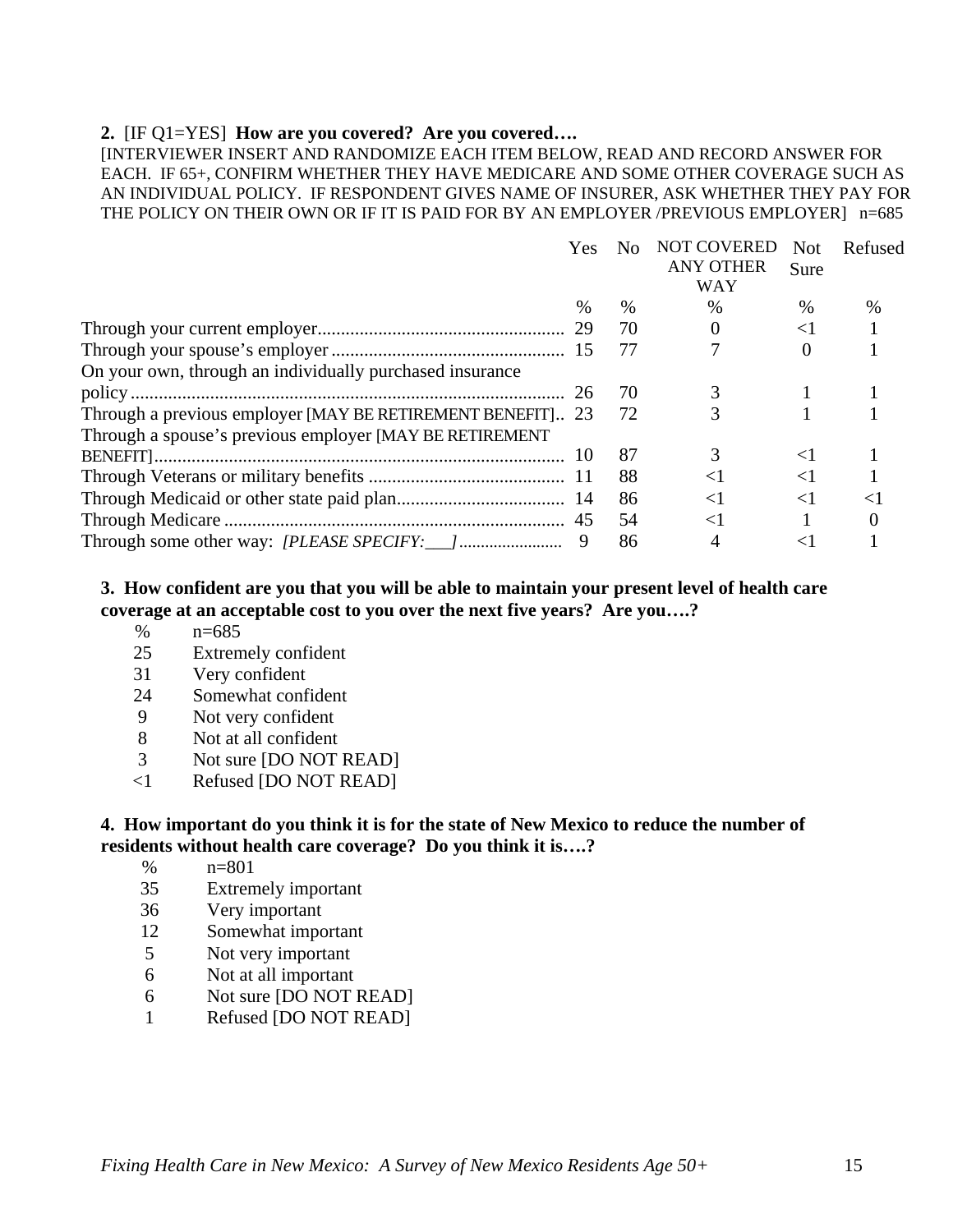**2.** [IF Q1=YES] **How are you covered? Are you covered….**

[INTERVIEWER INSERT AND RANDOMIZE EACH ITEM BELOW, READ AND RECORD ANSWER FOR EACH. IF 65+, CONFIRM WHETHER THEY HAVE MEDICARE AND SOME OTHER COVERAGE SUCH AS AN INDIVIDUAL POLICY. IF RESPONDENT GIVES NAME OF INSURER, ASK WHETHER THEY PAY FOR THE POLICY ON THEIR OWN OR IF IT IS PAID FOR BY AN EMPLOYER /PREVIOUS EMPLOYER] n=685

| | Yes | No | NOT COVERED ANY OTHER WAY | Not Sure | Refused |
|---|---|---|---|---|---|
| | % | % | % | % | % |
| Through your current employer | 29 | 70 | 0 | <1 | 1 |
| Through your spouse's employer | 15 | 77 | 7 | 0 | 1 |
| On your own, through an individually purchased insurance policy | 26 | 70 | 3 | 1 | 1 |
| Through a previous employer [MAY BE RETIREMENT BENEFIT] | 23 | 72 | 3 | 1 | 1 |
| Through a spouse's previous employer [MAY BE RETIREMENT BENEFIT] | 10 | 87 | 3 | <1 | 1 |
| Through Veterans or military benefits | 11 | 88 | <1 | <1 | 1 |
| Through Medicaid or other state paid plan | 14 | 86 | <1 | <1 | <1 |
| Through Medicare | 45 | 54 | <1 | 1 | 0 |
| Through some other way: *[PLEASE SPECIFY:___]* | 9 | 86 | 4 | <1 | 1 |

**3. How confident are you that you will be able to maintain your present level of health care coverage at an acceptable cost to you over the next five years? Are you….?**

| % | n=685 |
|---|---|
| 25 | Extremely confident |
| 31 | Very confident |
| 24 | Somewhat confident |
| 9 | Not very confident |
| 8 | Not at all confident |
| 3 | Not sure [DO NOT READ] |
| <1 | Refused [DO NOT READ] |

**4. How important do you think it is for the state of New Mexico to reduce the number of residents without health care coverage? Do you think it is….?**

| % | n=801 |
|---|---|
| 35 | Extremely important |
| 36 | Very important |
| 12 | Somewhat important |
| 5 | Not very important |
| 6 | Not at all important |
| 6 | Not sure [DO NOT READ] |
| 1 | Refused [DO NOT READ] |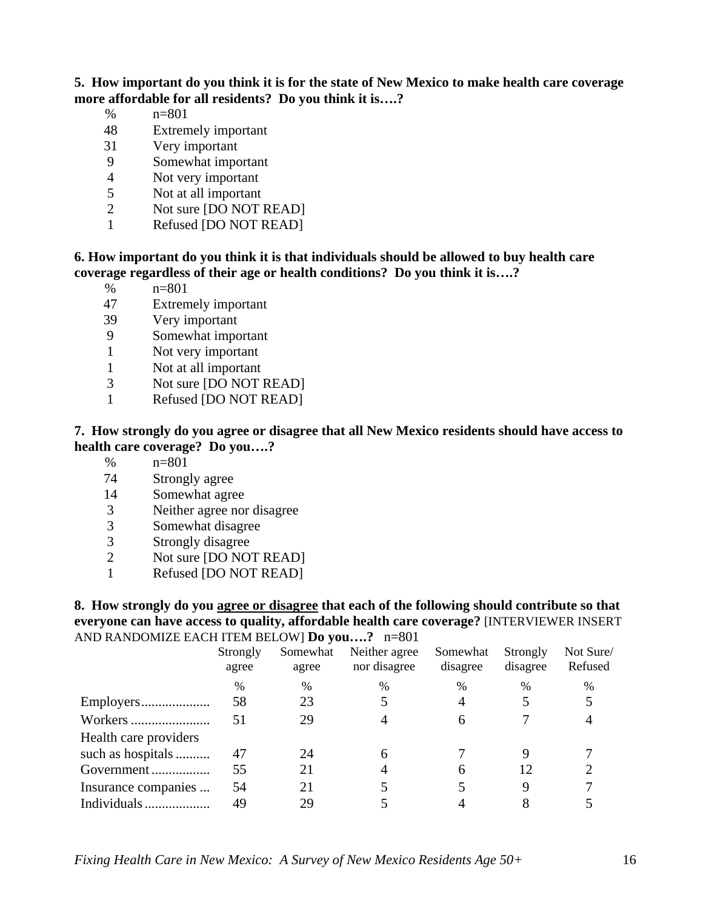**5. How important do you think it is for the state of New Mexico to make health care coverage more affordable for all residents? Do you think it is….?**

| % | n=801 |
|---|---|
| 48 | Extremely important |
| 31 | Very important |
| 9 | Somewhat important |
| 4 | Not very important |
| 5 | Not at all important |
| 2 | Not sure [DO NOT READ] |
| 1 | Refused [DO NOT READ] |

**6. How important do you think it is that individuals should be allowed to buy health care coverage regardless of their age or health conditions? Do you think it is….?**

| % | n=801 |
|---|---|
| 47 | Extremely important |
| 39 | Very important |
| 9 | Somewhat important |
| 1 | Not very important |
| 1 | Not at all important |
| 3 | Not sure [DO NOT READ] |
| 1 | Refused [DO NOT READ] |

**7. How strongly do you agree or disagree that all New Mexico residents should have access to health care coverage? Do you….?**

| % | n=801 |
|---|---|
| 74 | Strongly agree |
| 14 | Somewhat agree |
| 3 | Neither agree nor disagree |
| 3 | Somewhat disagree |
| 3 | Strongly disagree |
| 2 | Not sure [DO NOT READ] |
| 1 | Refused [DO NOT READ] |

**8. How strongly do you agree or disagree that each of the following should contribute so that everyone can have access to quality, affordable health care coverage?** [INTERVIEWER INSERT AND RANDOMIZE EACH ITEM BELOW] **Do you….?** n=801

| | Strongly agree | Somewhat agree | Neither agree nor disagree | Somewhat disagree | Strongly disagree | Not Sure/ Refused |
|---|---|---|---|---|---|---|
| | % | % | % | % | % | % |
| Employers | 58 | 23 | 5 | 4 | 5 | 5 |
| Workers | 51 | 29 | 4 | 6 | 7 | 4 |
| Health care providers such as hospitals | 47 | 24 | 6 | 7 | 9 | 7 |
| Government | 55 | 21 | 4 | 6 | 12 | 2 |
| Insurance companies | 54 | 21 | 5 | 5 | 9 | 7 |
| Individuals | 49 | 29 | 5 | 4 | 8 | 5 |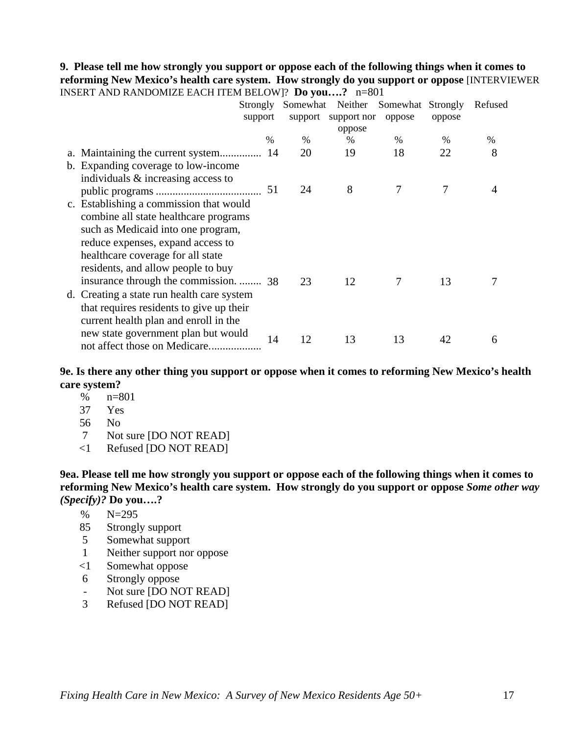**9. Please tell me how strongly you support or oppose each of the following things when it comes to reforming New Mexico's health care system. How strongly do you support or oppose** [INTERVIEWER INSERT AND RANDOMIZE EACH ITEM BELOW]? **Do you….?** n=801

| | Strongly support | Somewhat support | Neither support nor oppose | Somewhat oppose | Strongly oppose | Refused |
|---|---|---|---|---|---|---|
| | % | % | % | % | % | % |
| a. Maintaining the current system.............. | 14 | 20 | 19 | 18 | 22 | 8 |
| b. Expanding coverage to low-income individuals & increasing access to public programs ...................................... | 51 | 24 | 8 | 7 | 7 | 4 |
| c. Establishing a commission that would combine all state healthcare programs such as Medicaid into one program, reduce expenses, expand access to healthcare coverage for all state residents, and allow people to buy insurance through the commission. ........ | 38 | 23 | 12 | 7 | 13 | 7 |
| d. Creating a state run health care system that requires residents to give up their current health plan and enroll in the new state government plan but would not affect those on Medicare.................. | 14 | 12 | 13 | 13 | 42 | 6 |

**9e. Is there any other thing you support or oppose when it comes to reforming New Mexico's health care system?**

| % | n=801 |
|---|---|
| 37 | Yes |
| 56 | No |
| 7 | Not sure [DO NOT READ] |
| <1 | Refused [DO NOT READ] |

**9ea. Please tell me how strongly you support or oppose each of the following things when it comes to reforming New Mexico's health care system. How strongly do you support or oppose *Some other way (Specify)?* Do you….?**

| % | N=295 |
|---|---|
| 85 | Strongly support |
| 5 | Somewhat support |
| 1 | Neither support nor oppose |
| <1 | Somewhat oppose |
| 6 | Strongly oppose |
| - | Not sure [DO NOT READ] |
| 3 | Refused [DO NOT READ] |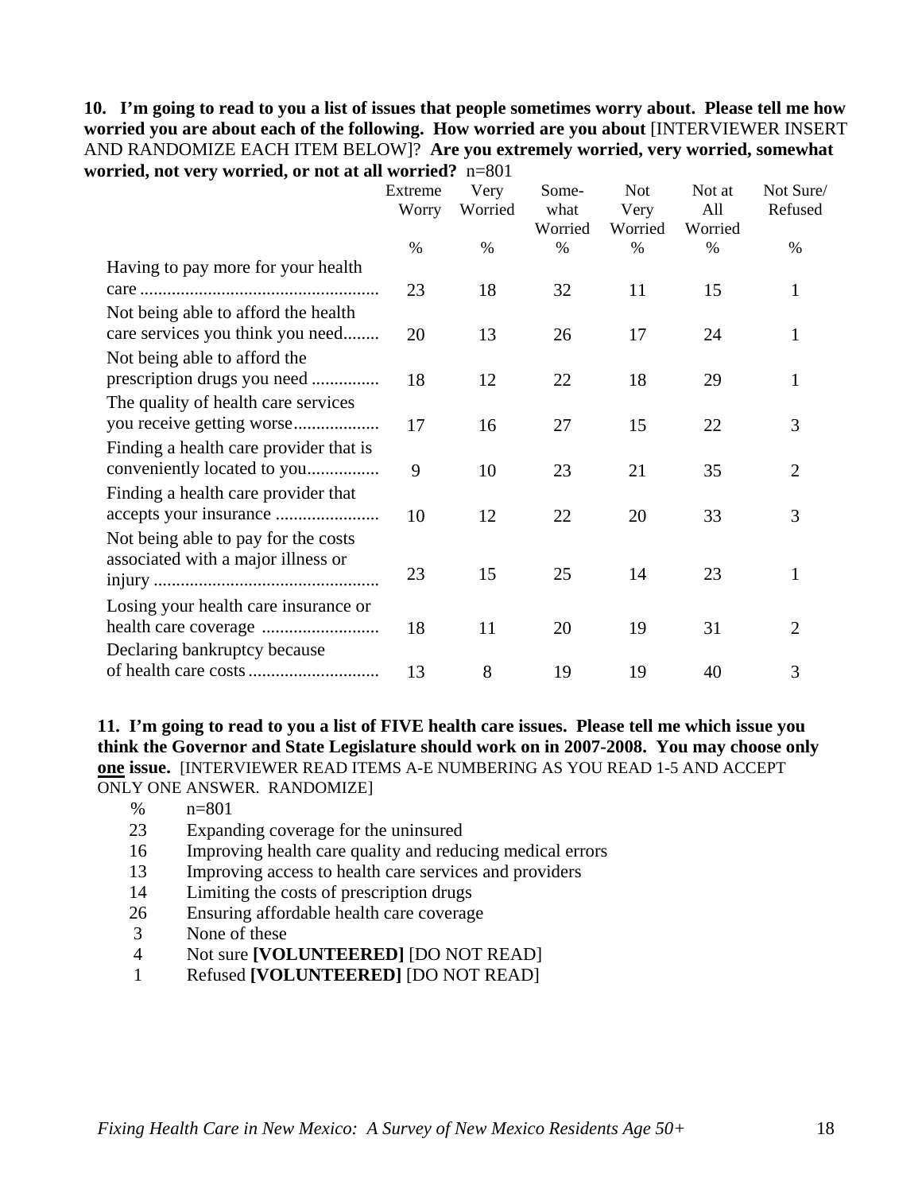**10. I'm going to read to you a list of issues that people sometimes worry about. Please tell me how worried you are about each of the following. How worried are you about** [INTERVIEWER INSERT AND RANDOMIZE EACH ITEM BELOW]? **Are you extremely worried, very worried, somewhat worried, not very worried, or not at all worried?** n=801

| | Extreme Worry % | Very Worried % | Some-what Worried % | Not Very Worried % | Not at All Worried % | Not Sure/ Refused % |
|---|---|---|---|---|---|---|
| Having to pay more for your health care | 23 | 18 | 32 | 11 | 15 | 1 |
| Not being able to afford the health care services you think you need | 20 | 13 | 26 | 17 | 24 | 1 |
| Not being able to afford the prescription drugs you need | 18 | 12 | 22 | 18 | 29 | 1 |
| The quality of health care services you receive getting worse | 17 | 16 | 27 | 15 | 22 | 3 |
| Finding a health care provider that is conveniently located to you | 9 | 10 | 23 | 21 | 35 | 2 |
| Finding a health care provider that accepts your insurance | 10 | 12 | 22 | 20 | 33 | 3 |
| Not being able to pay for the costs associated with a major illness or injury | 23 | 15 | 25 | 14 | 23 | 1 |
| Losing your health care insurance or health care coverage | 18 | 11 | 20 | 19 | 31 | 2 |
| Declaring bankruptcy because of health care costs | 13 | 8 | 19 | 19 | 40 | 3 |

**11. I'm going to read to you a list of FIVE health care issues. Please tell me which issue you think the Governor and State Legislature should work on in 2007-2008. You may choose only <u>one</u> issue.** [INTERVIEWER READ ITEMS A-E NUMBERING AS YOU READ 1-5 AND ACCEPT ONLY ONE ANSWER. RANDOMIZE]

| % | n=801 |
|---|---|
| 23 | Expanding coverage for the uninsured |
| 16 | Improving health care quality and reducing medical errors |
| 13 | Improving access to health care services and providers |
| 14 | Limiting the costs of prescription drugs |
| 26 | Ensuring affordable health care coverage |
| 3 | None of these |
| 4 | Not sure **[VOLUNTEERED]** [DO NOT READ] |
| 1 | Refused **[VOLUNTEERED]** [DO NOT READ] |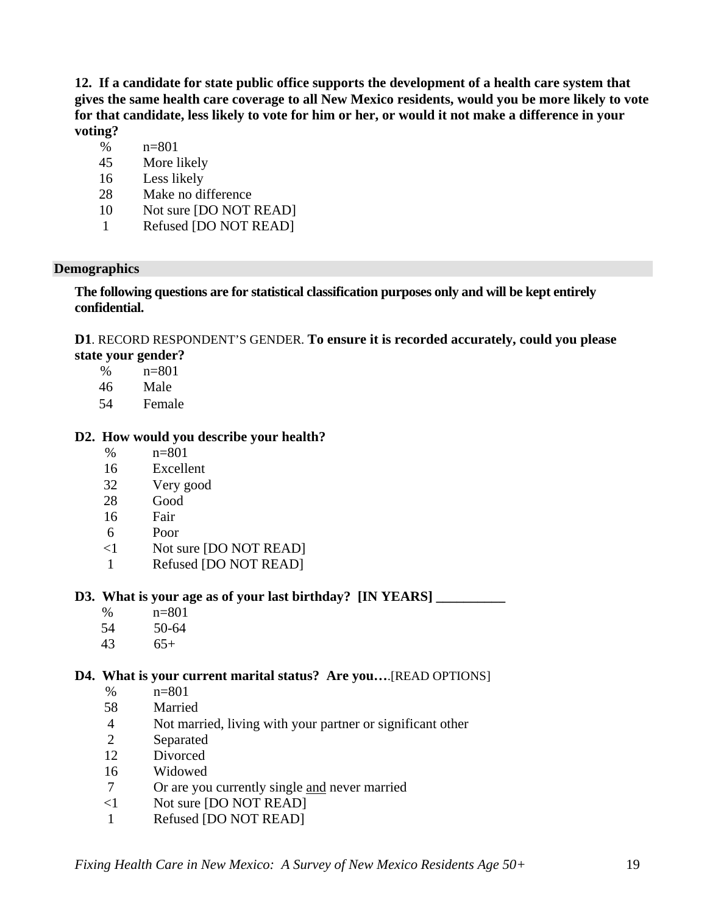**12. If a candidate for state public office supports the development of a health care system that gives the same health care coverage to all New Mexico residents, would you be more likely to vote for that candidate, less likely to vote for him or her, or would it not make a difference in your voting?**

| % | n=801 |
|---|---|
| 45 | More likely |
| 16 | Less likely |
| 28 | Make no difference |
| 10 | Not sure [DO NOT READ] |
| 1 | Refused [DO NOT READ] |

## Demographics

**The following questions are for statistical classification purposes only and will be kept entirely confidential.**

**D1**. RECORD RESPONDENT'S GENDER. **To ensure it is recorded accurately, could you please state your gender?**

| % | n=801 |
|---|---|
| 46 | Male |
| 54 | Female |

**D2. How would you describe your health?**

| % | n=801 |
|---|---|
| 16 | Excellent |
| 32 | Very good |
| 28 | Good |
| 16 | Fair |
| 6 | Poor |
| <1 | Not sure [DO NOT READ] |
| 1 | Refused [DO NOT READ] |

**D3. What is your age as of your last birthday? [IN YEARS] __________**

| % | n=801 |
|---|---|
| 54 | 50-64 |
| 43 | 65+ |

**D4. What is your current marital status? Are you….**[READ OPTIONS]

| % | n=801 |
|---|---|
| 58 | Married |
| 4 | Not married, living with your partner or significant other |
| 2 | Separated |
| 12 | Divorced |
| 16 | Widowed |
| 7 | Or are you currently single and never married |
| <1 | Not sure [DO NOT READ] |
| 1 | Refused [DO NOT READ] |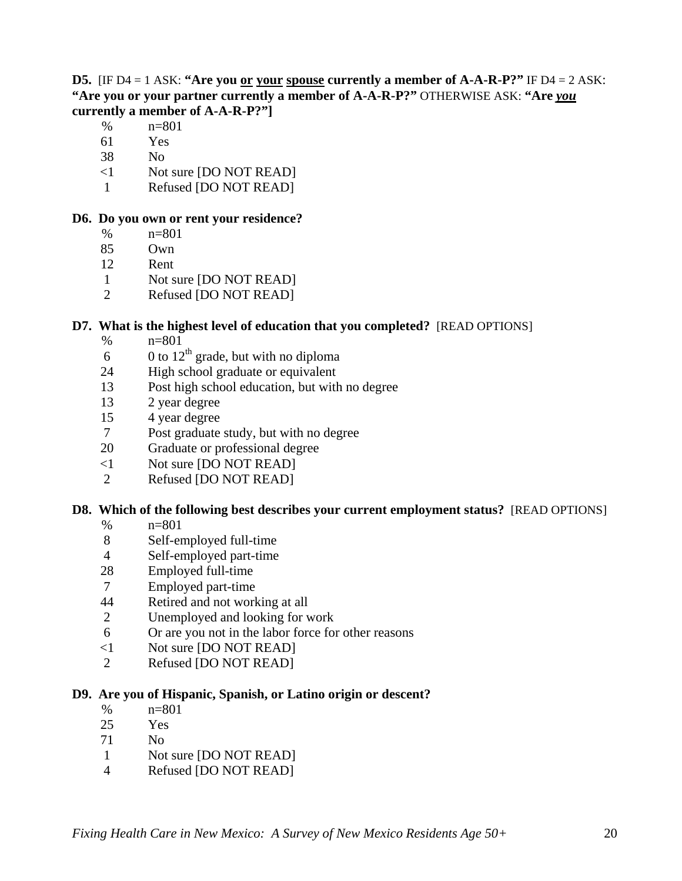**D5.** [IF D4 = 1 ASK: **"Are you <u>or</u> <u>your</u> <u>spouse</u> currently a member of A-A-R-P?"** IF D4 = 2 ASK: **"Are you or your partner currently a member of A-A-R-P?"** OTHERWISE ASK: **"Are *<u>you</u>* currently a member of A-A-R-P?"]**

| % | n=801 |
|---|---|
| 61 | Yes |
| 38 | No |
| <1 | Not sure [DO NOT READ] |
| 1 | Refused [DO NOT READ] |

**D6. Do you own or rent your residence?**

| % | n=801 |
|---|---|
| 85 | Own |
| 12 | Rent |
| 1 | Not sure [DO NOT READ] |
| 2 | Refused [DO NOT READ] |

**D7. What is the highest level of education that you completed?** [READ OPTIONS]

| % | n=801 |
|---|---|
| 6 | 0 to 12th grade, but with no diploma |
| 24 | High school graduate or equivalent |
| 13 | Post high school education, but with no degree |
| 13 | 2 year degree |
| 15 | 4 year degree |
| 7 | Post graduate study, but with no degree |
| 20 | Graduate or professional degree |
| <1 | Not sure [DO NOT READ] |
| 2 | Refused [DO NOT READ] |

**D8. Which of the following best describes your current employment status?** [READ OPTIONS]

| % | n=801 |
|---|---|
| 8 | Self-employed full-time |
| 4 | Self-employed part-time |
| 28 | Employed full-time |
| 7 | Employed part-time |
| 44 | Retired and not working at all |
| 2 | Unemployed and looking for work |
| 6 | Or are you not in the labor force for other reasons |
| <1 | Not sure [DO NOT READ] |
| 2 | Refused [DO NOT READ] |

**D9. Are you of Hispanic, Spanish, or Latino origin or descent?**

| % | n=801 |
|---|---|
| 25 | Yes |
| 71 | No |
| 1 | Not sure [DO NOT READ] |
| 4 | Refused [DO NOT READ] |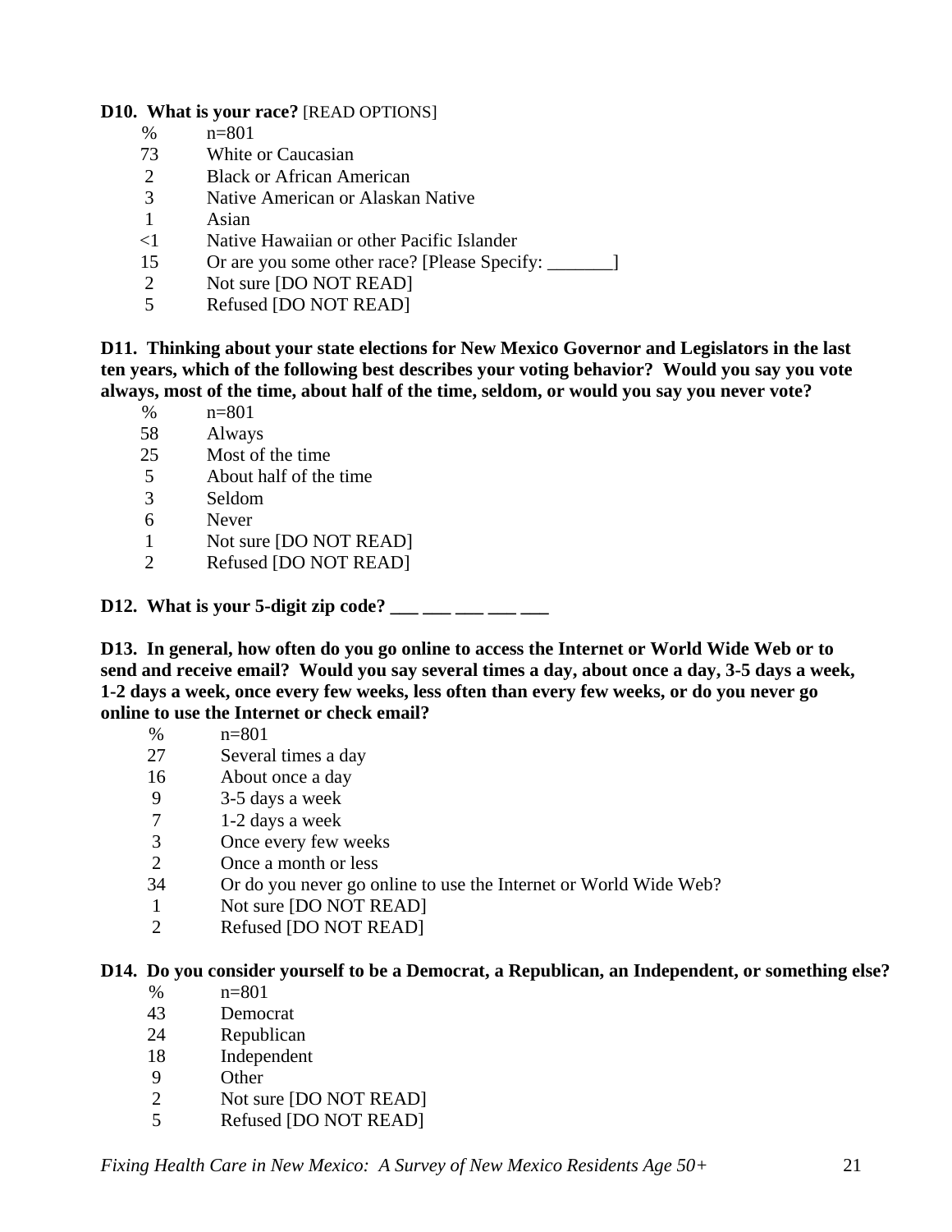**D10. What is your race?** [READ OPTIONS]

| % | n=801 |
|---|---|
| 73 | White or Caucasian |
| 2 | Black or African American |
| 3 | Native American or Alaskan Native |
| 1 | Asian |
| <1 | Native Hawaiian or other Pacific Islander |
| 15 | Or are you some other race? [Please Specify: _______] |
| 2 | Not sure [DO NOT READ] |
| 5 | Refused [DO NOT READ] |

**D11. Thinking about your state elections for New Mexico Governor and Legislators in the last ten years, which of the following best describes your voting behavior? Would you say you vote always, most of the time, about half of the time, seldom, or would you say you never vote?**

| % | n=801 |
|---|---|
| 58 | Always |
| 25 | Most of the time |
| 5 | About half of the time |
| 3 | Seldom |
| 6 | Never |
| 1 | Not sure [DO NOT READ] |
| 2 | Refused [DO NOT READ] |

**D12. What is your 5-digit zip code? ___ ___ ___ ___ ___**

**D13. In general, how often do you go online to access the Internet or World Wide Web or to send and receive email? Would you say several times a day, about once a day, 3-5 days a week, 1-2 days a week, once every few weeks, less often than every few weeks, or do you never go online to use the Internet or check email?**

| % | n=801 |
|---|---|
| 27 | Several times a day |
| 16 | About once a day |
| 9 | 3-5 days a week |
| 7 | 1-2 days a week |
| 3 | Once every few weeks |
| 2 | Once a month or less |
| 34 | Or do you never go online to use the Internet or World Wide Web? |
| 1 | Not sure [DO NOT READ] |
| 2 | Refused [DO NOT READ] |

**D14. Do you consider yourself to be a Democrat, a Republican, an Independent, or something else?**

| % | n=801 |
|---|---|
| 43 | Democrat |
| 24 | Republican |
| 18 | Independent |
| 9 | Other |
| 2 | Not sure [DO NOT READ] |
| 5 | Refused [DO NOT READ] |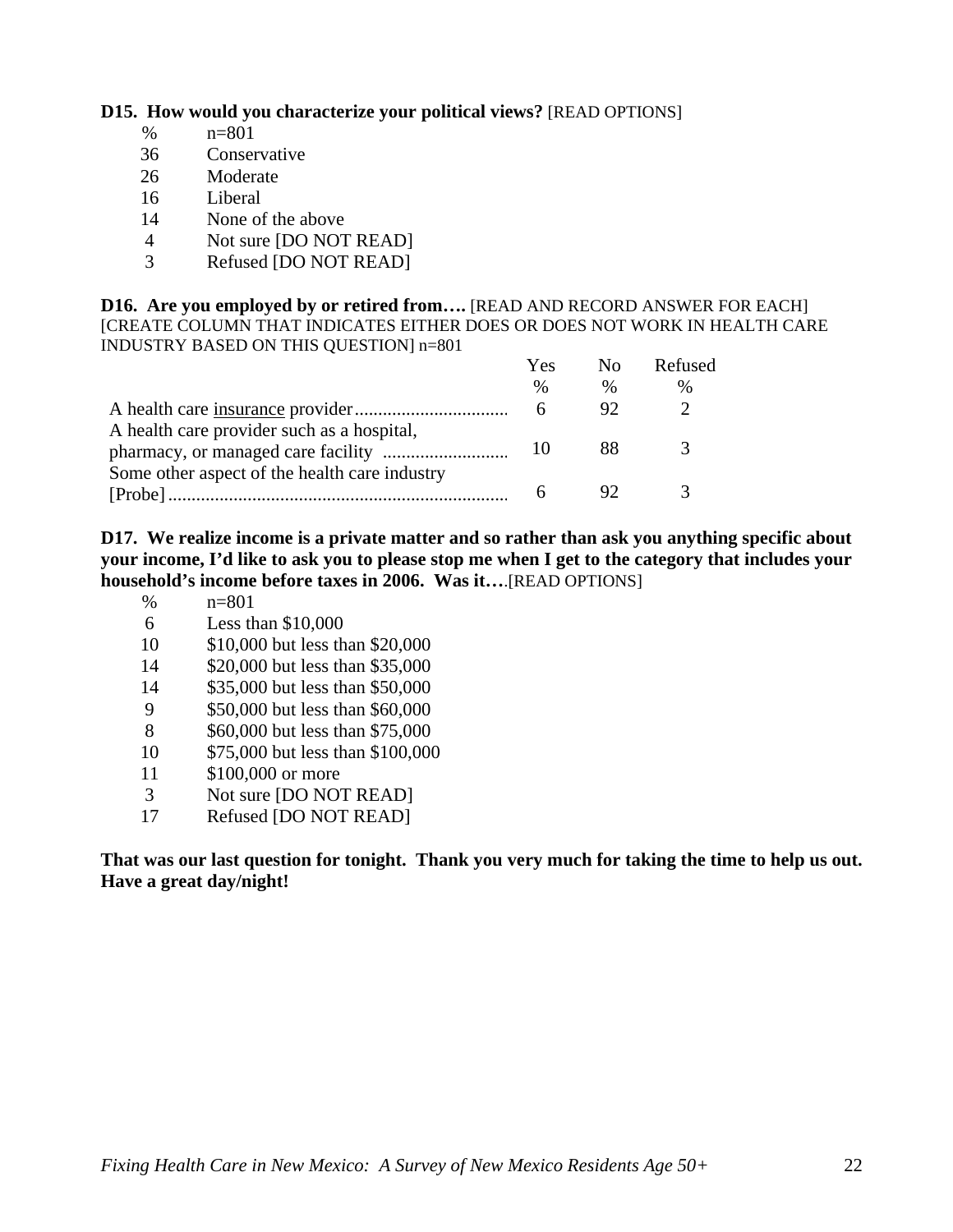**D15. How would you characterize your political views?** [READ OPTIONS]

| % | n=801 |
|---|---|
| 36 | Conservative |
| 26 | Moderate |
| 16 | Liberal |
| 14 | None of the above |
| 4 | Not sure [DO NOT READ] |
| 3 | Refused [DO NOT READ] |

**D16. Are you employed by or retired from….** [READ AND RECORD ANSWER FOR EACH] [CREATE COLUMN THAT INDICATES EITHER DOES OR DOES NOT WORK IN HEALTH CARE INDUSTRY BASED ON THIS QUESTION] n=801

| | Yes | No | Refused |
|---|---|---|---|
| | % | % | % |
| A health care insurance provider | 6 | 92 | 2 |
| A health care provider such as a hospital, pharmacy, or managed care facility | 10 | 88 | 3 |
| Some other aspect of the health care industry [Probe] | 6 | 92 | 3 |

**D17. We realize income is a private matter and so rather than ask you anything specific about your income, I'd like to ask you to please stop me when I get to the category that includes your household's income before taxes in 2006. Was it….**[READ OPTIONS]

| % | n=801 |
|---|---|
| 6 | Less than $10,000 |
| 10 | $10,000 but less than $20,000 |
| 14 | $20,000 but less than $35,000 |
| 14 | $35,000 but less than $50,000 |
| 9 | $50,000 but less than $60,000 |
| 8 | $60,000 but less than $75,000 |
| 10 | $75,000 but less than $100,000 |
| 11 | $100,000 or more |
| 3 | Not sure [DO NOT READ] |
| 17 | Refused [DO NOT READ] |

**That was our last question for tonight. Thank you very much for taking the time to help us out. Have a great day/night!**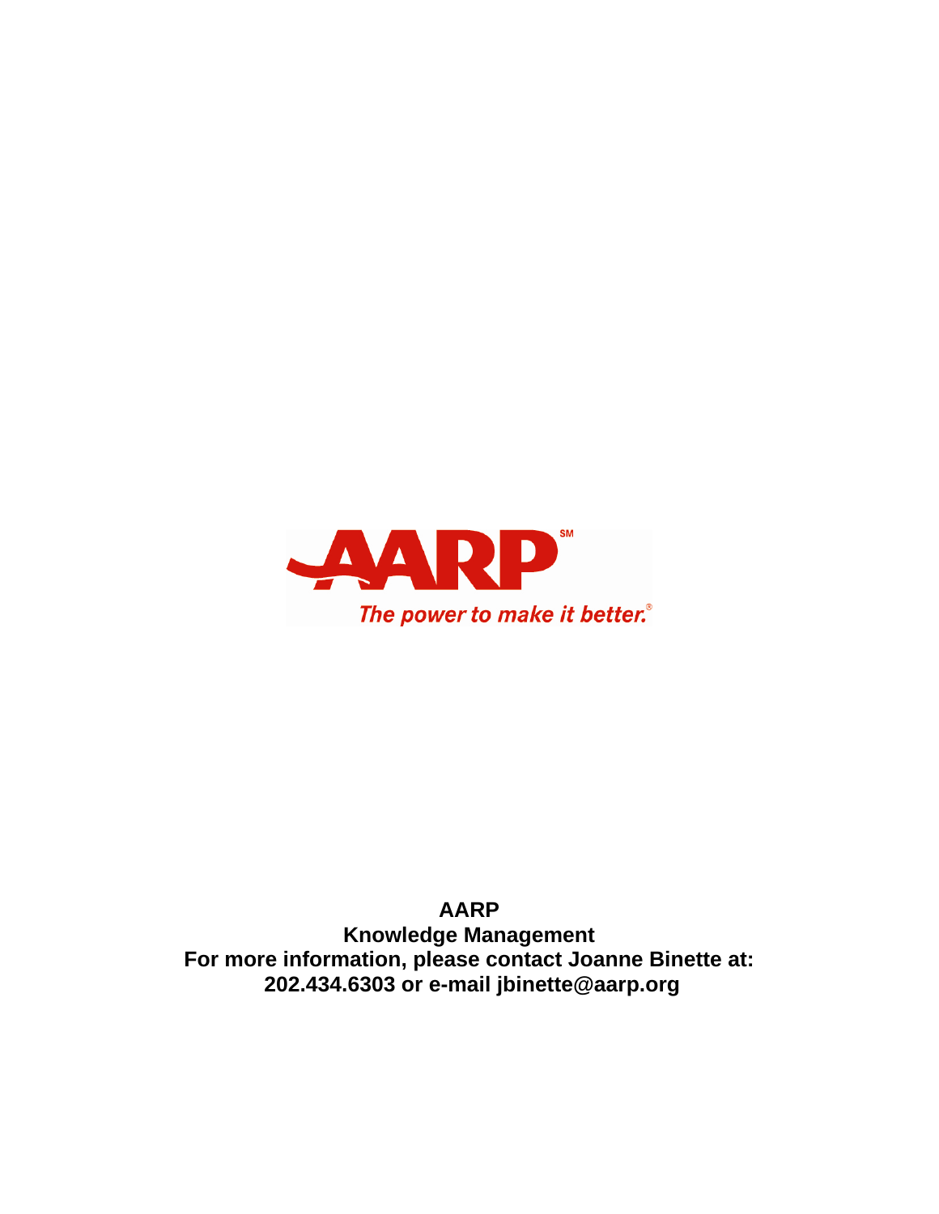AARP

*The power to make it better.*

**AARP**
**Knowledge Management**
**For more information, please contact Joanne Binette at:**
**202.434.6303 or e-mail jbinette@aarp.org**